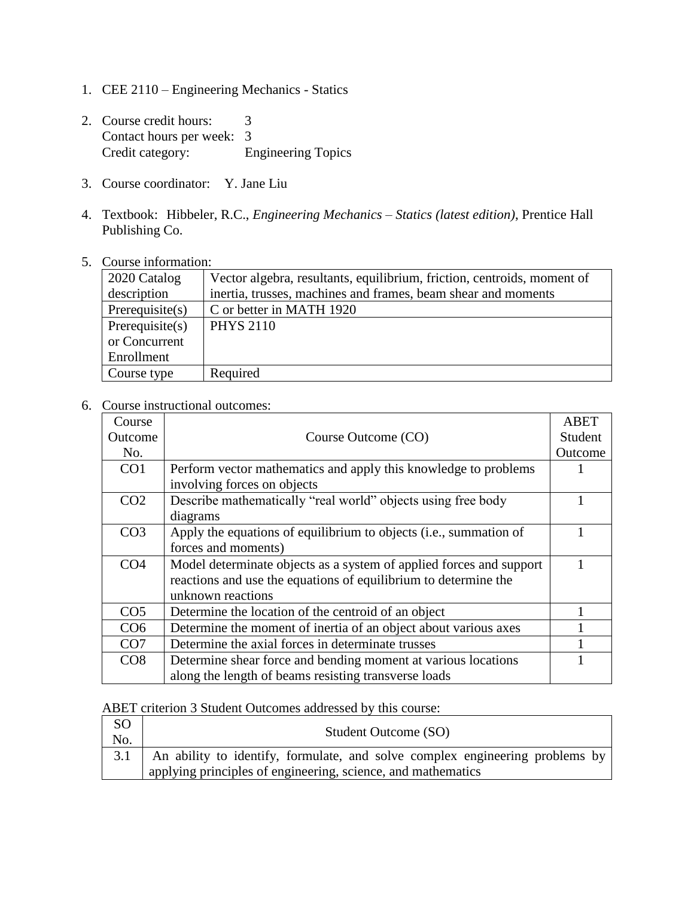1. CEE 2110 – Engineering Mechanics - Statics

2. Course credit hours: 3
   Contact hours per week: 3
   Credit category: Engineering Topics

3. Course coordinator: Y. Jane Liu

4. Textbook: Hibbeler, R.C., *Engineering Mechanics – Statics (latest edition)*, Prentice Hall Publishing Co.

5. Course information:

| | |
|---|---|
| 2020 Catalog description | Vector algebra, resultants, equilibrium, friction, centroids, moment of inertia, trusses, machines and frames, beam shear and moments |
| Prerequisite(s) | C or better in MATH 1920 |
| Prerequisite(s) or Concurrent Enrollment | PHYS 2110 |
| Course type | Required |

6. Course instructional outcomes:

| Course Outcome No. | Course Outcome (CO) | ABET Student Outcome |
|---|---|---|
| CO1 | Perform vector mathematics and apply this knowledge to problems involving forces on objects | 1 |
| CO2 | Describe mathematically "real world" objects using free body diagrams | 1 |
| CO3 | Apply the equations of equilibrium to objects (i.e., summation of forces and moments) | 1 |
| CO4 | Model determinate objects as a system of applied forces and support reactions and use the equations of equilibrium to determine the unknown reactions | 1 |
| CO5 | Determine the location of the centroid of an object | 1 |
| CO6 | Determine the moment of inertia of an object about various axes | 1 |
| CO7 | Determine the axial forces in determinate trusses | 1 |
| CO8 | Determine shear force and bending moment at various locations along the length of beams resisting transverse loads | 1 |

ABET criterion 3 Student Outcomes addressed by this course:

| SO No. | Student Outcome (SO) |
|---|---|
| 3.1 | An ability to identify, formulate, and solve complex engineering problems by applying principles of engineering, science, and mathematics |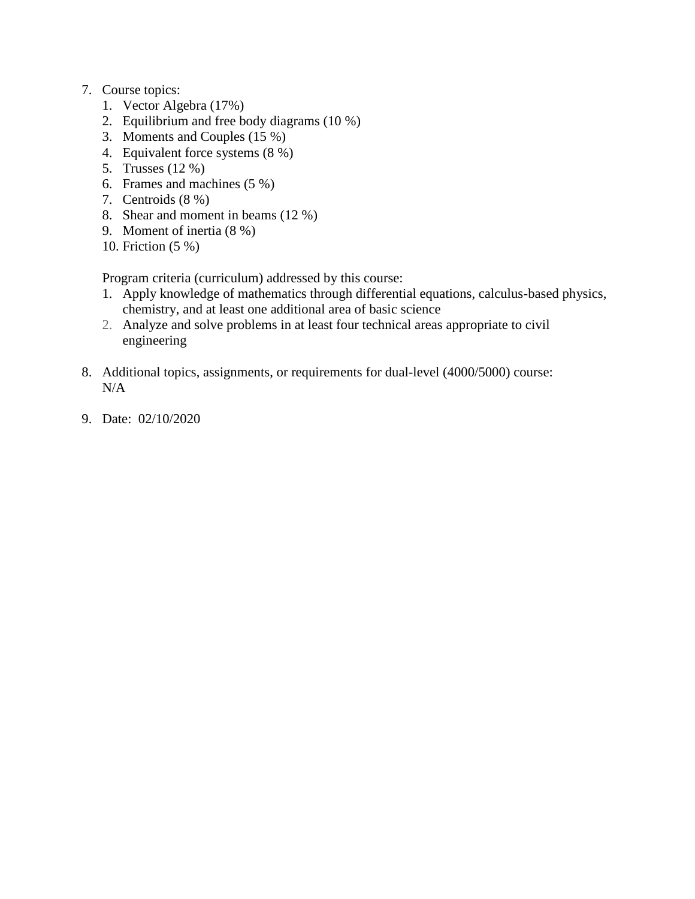7. Course topics:
    1. Vector Algebra (17%)
    2. Equilibrium and free body diagrams (10 %)
    3. Moments and Couples (15 %)
    4. Equivalent force systems (8 %)
    5. Trusses (12 %)
    6. Frames and machines (5 %)
    7. Centroids (8 %)
    8. Shear and moment in beams (12 %)
    9. Moment of inertia (8 %)
    10. Friction (5 %)

    Program criteria (curriculum) addressed by this course:

    1. Apply knowledge of mathematics through differential equations, calculus-based physics, chemistry, and at least one additional area of basic science
    2. Analyze and solve problems in at least four technical areas appropriate to civil engineering

8. Additional topics, assignments, or requirements for dual-level (4000/5000) course:
    N/A

9. Date: 02/10/2020